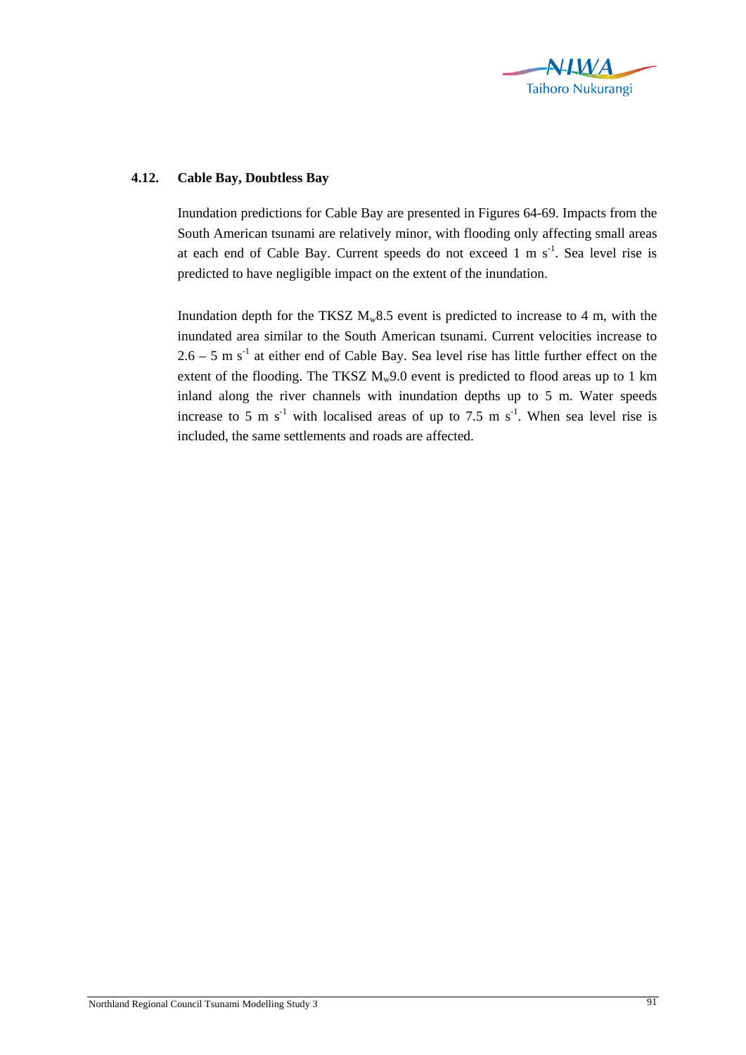### 4.12. Cable Bay, Doubtless Bay

Inundation predictions for Cable Bay are presented in Figures 64-69. Impacts from the South American tsunami are relatively minor, with flooding only affecting small areas at each end of Cable Bay. Current speeds do not exceed 1 m $s^{-1}$. Sea level rise is predicted to have negligible impact on the extent of the inundation.

Inundation depth for the TKSZ $M_w$8.5 event is predicted to increase to 4 m, with the inundated area similar to the South American tsunami. Current velocities increase to 2.6 – 5 m $s^{-1}$ at either end of Cable Bay. Sea level rise has little further effect on the extent of the flooding. The TKSZ $M_w$9.0 event is predicted to flood areas up to 1 km inland along the river channels with inundation depths up to 5 m. Water speeds increase to 5 m $s^{-1}$ with localised areas of up to 7.5 m $s^{-1}$. When sea level rise is included, the same settlements and roads are affected.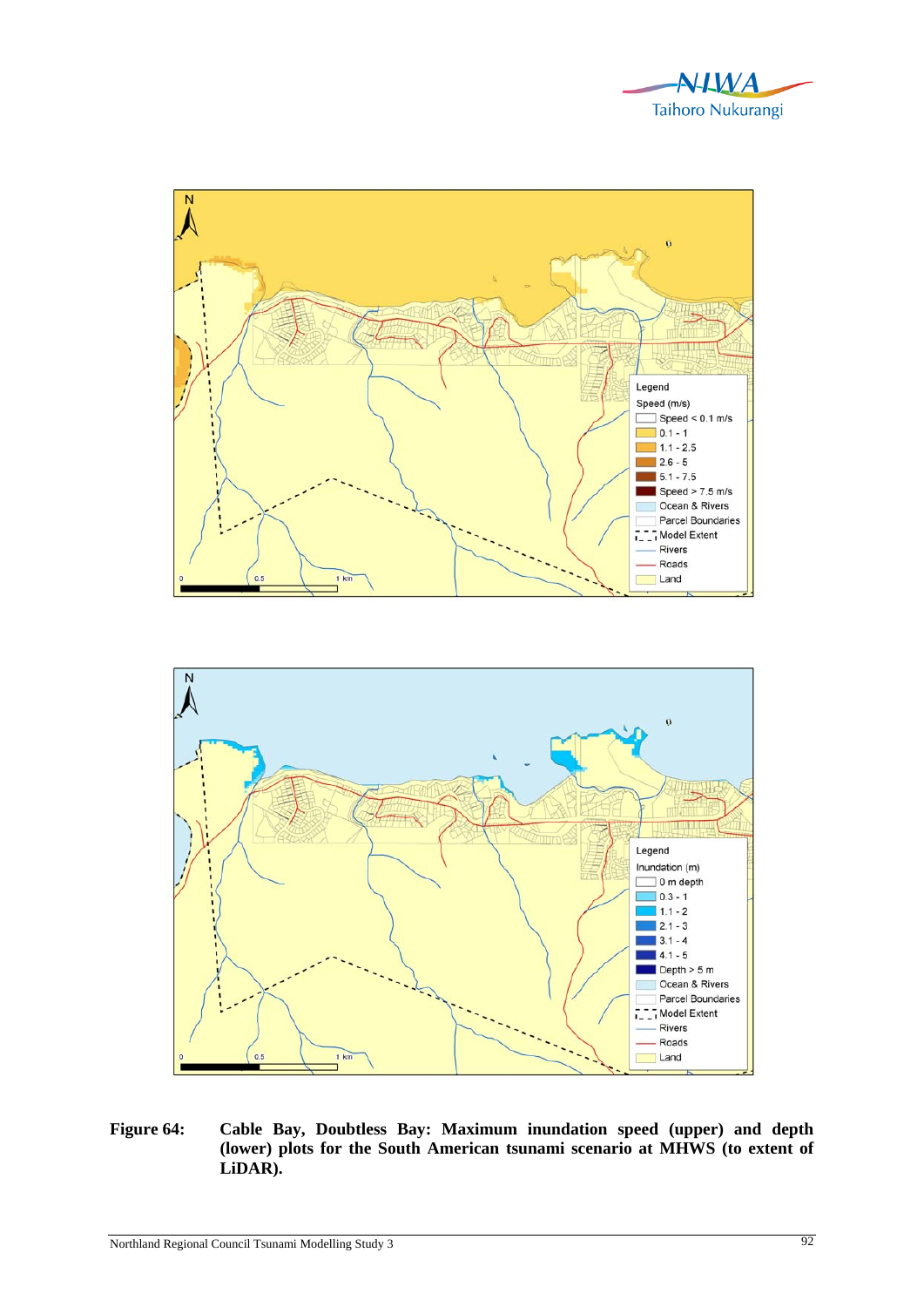**Figure 64: Cable Bay, Doubtless Bay: Maximum inundation speed (upper) and depth (lower) plots for the South American tsunami scenario at MHWS (to extent of LiDAR).**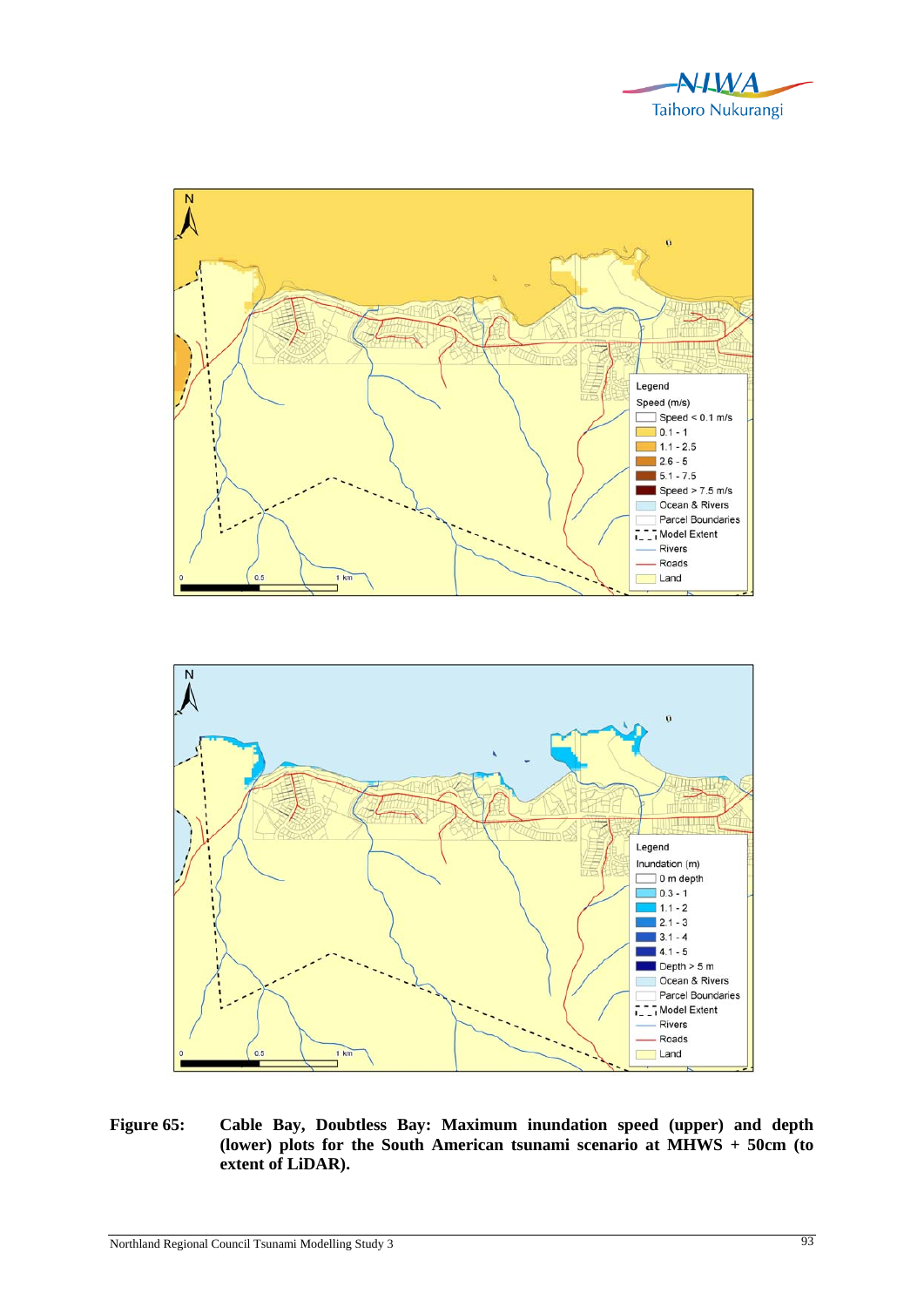**Figure 65: Cable Bay, Doubtless Bay: Maximum inundation speed (upper) and depth (lower) plots for the South American tsunami scenario at MHWS + 50cm (to extent of LiDAR).**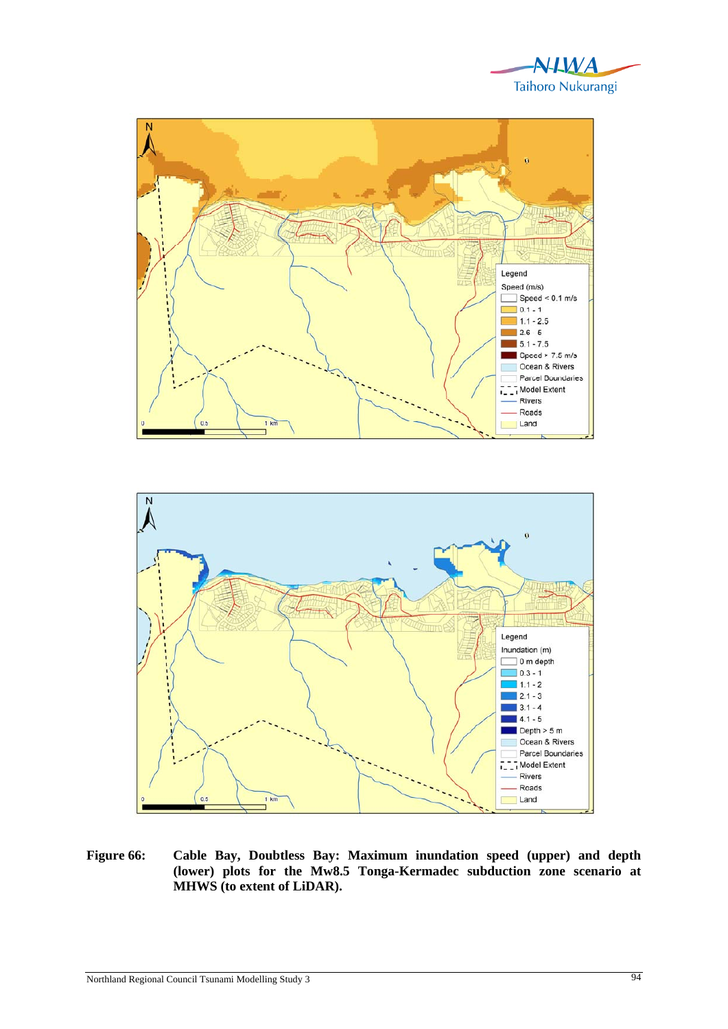**Figure 66: Cable Bay, Doubtless Bay: Maximum inundation speed (upper) and depth (lower) plots for the Mw8.5 Tonga-Kermadec subduction zone scenario at MHWS (to extent of LiDAR).**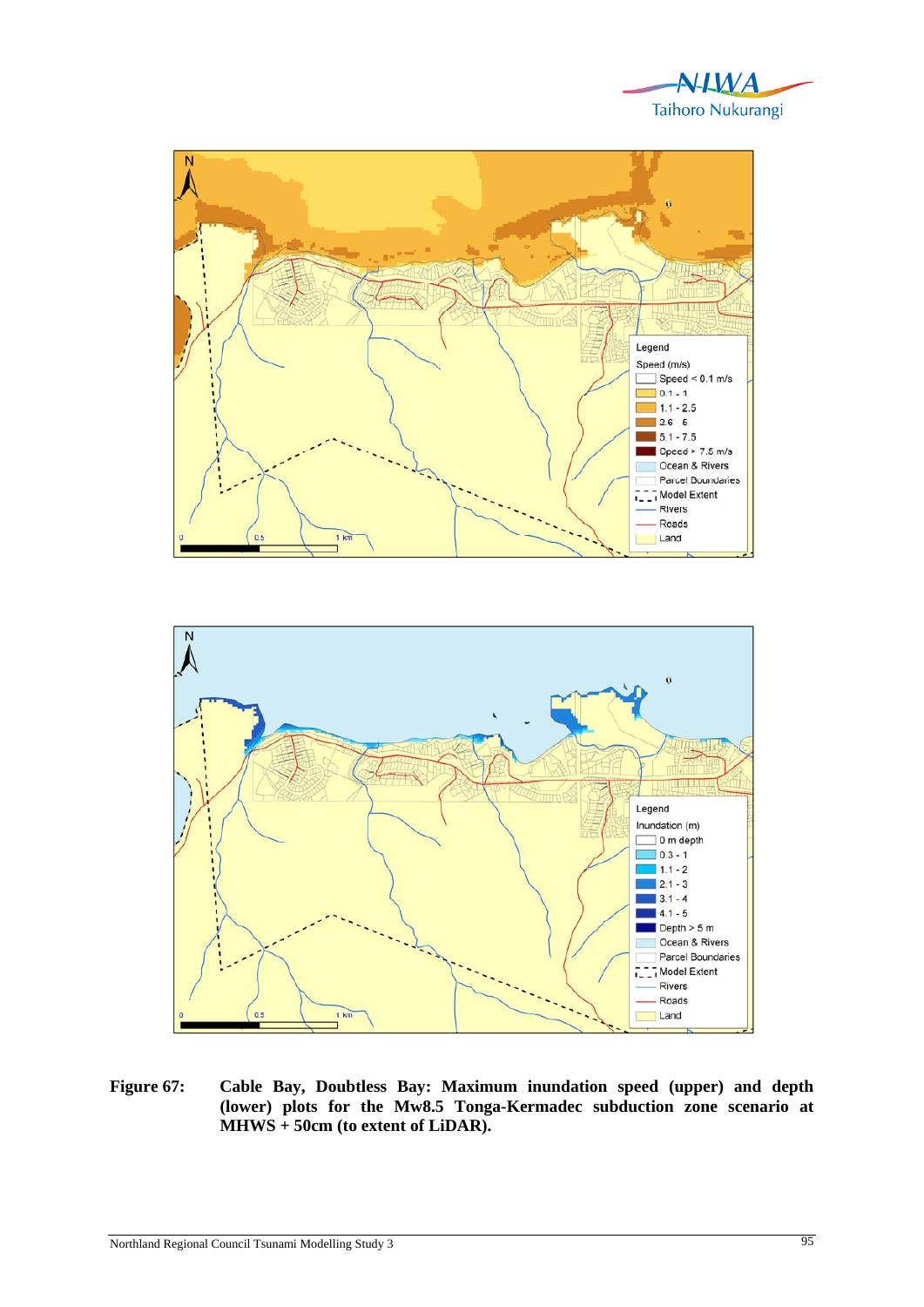**Figure 67:** **Cable Bay, Doubtless Bay: Maximum inundation speed (upper) and depth (lower) plots for the Mw8.5 Tonga-Kermadec subduction zone scenario at MHWS + 50cm (to extent of LiDAR).**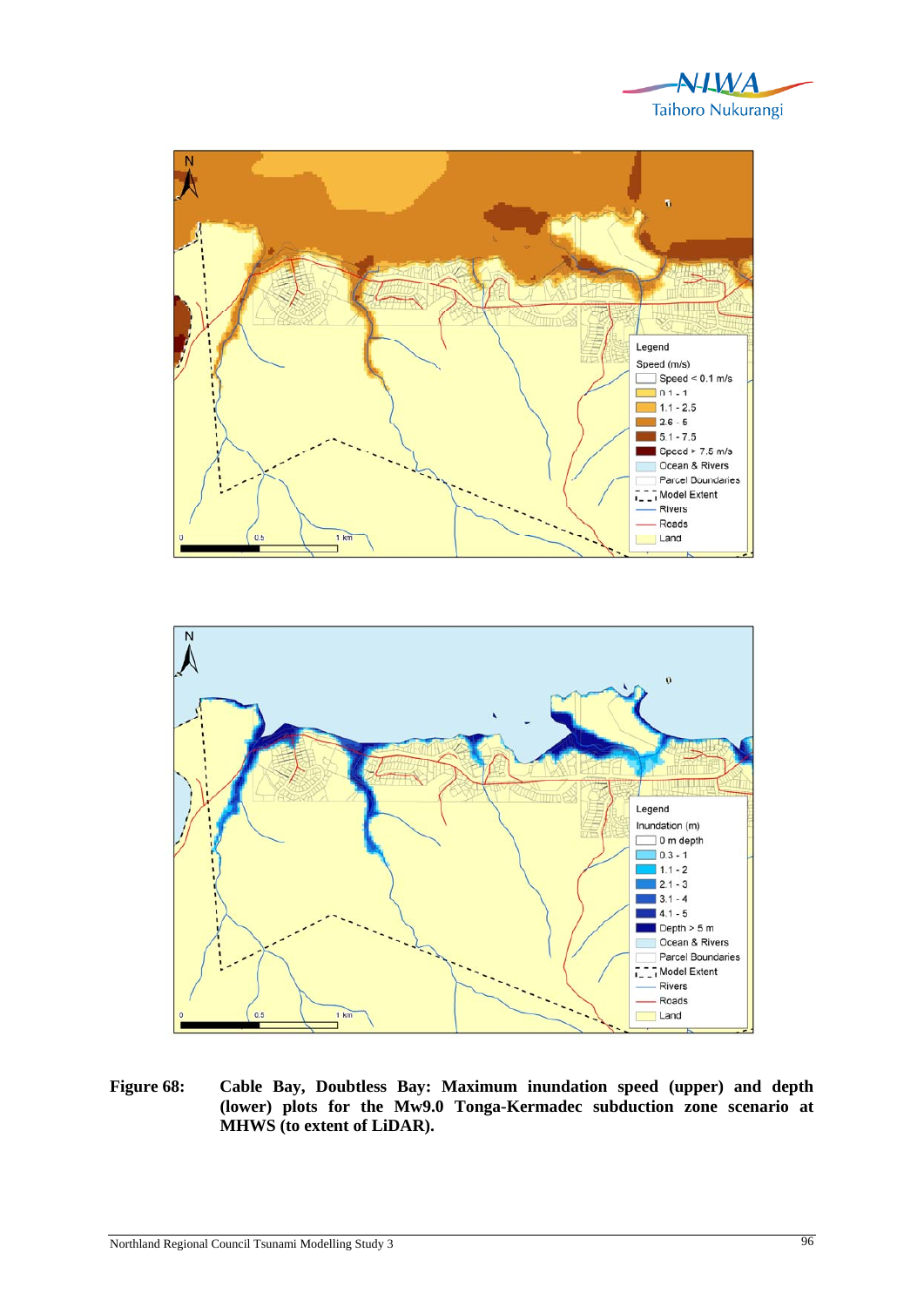**Figure 68: Cable Bay, Doubtless Bay: Maximum inundation speed (upper) and depth (lower) plots for the Mw9.0 Tonga-Kermadec subduction zone scenario at MHWS (to extent of LiDAR).**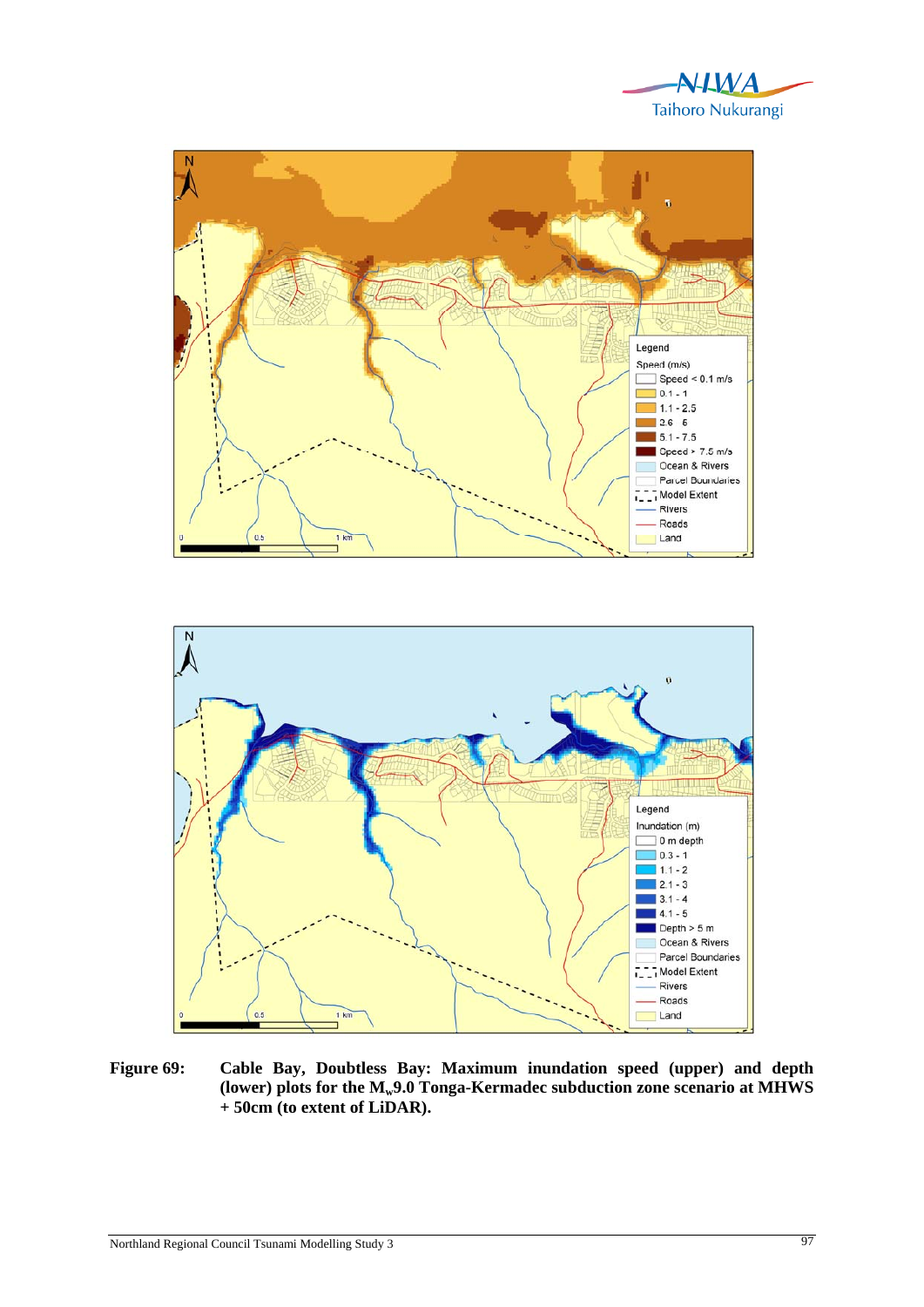N

Legend

Speed (m/s)

Speed < 0.1 m/s

0.1 - 1

1.1 - 2.5

2.6 - 5

5.1 - 7.5

Speed > 7.5 m/s

Ocean & Rivers

Parcel Boundaries

Model Extent

Rivers

Roads

Land

0 0.5 1 km

N

Legend

Inundation (m)

0 m depth

0.3 - 1

1.1 - 2

2.1 - 3

3.1 - 4

4.1 - 5

Depth > 5 m

Ocean & Rivers

Parcel Boundaries

Model Extent

Rivers

Roads

Land

0 0.5 1 km

**Figure 69: Cable Bay, Doubtless Bay: Maximum inundation speed (upper) and depth (lower) plots for the $M_w$9.0 Tonga-Kermadec subduction zone scenario at MHWS + 50cm (to extent of LiDAR).**